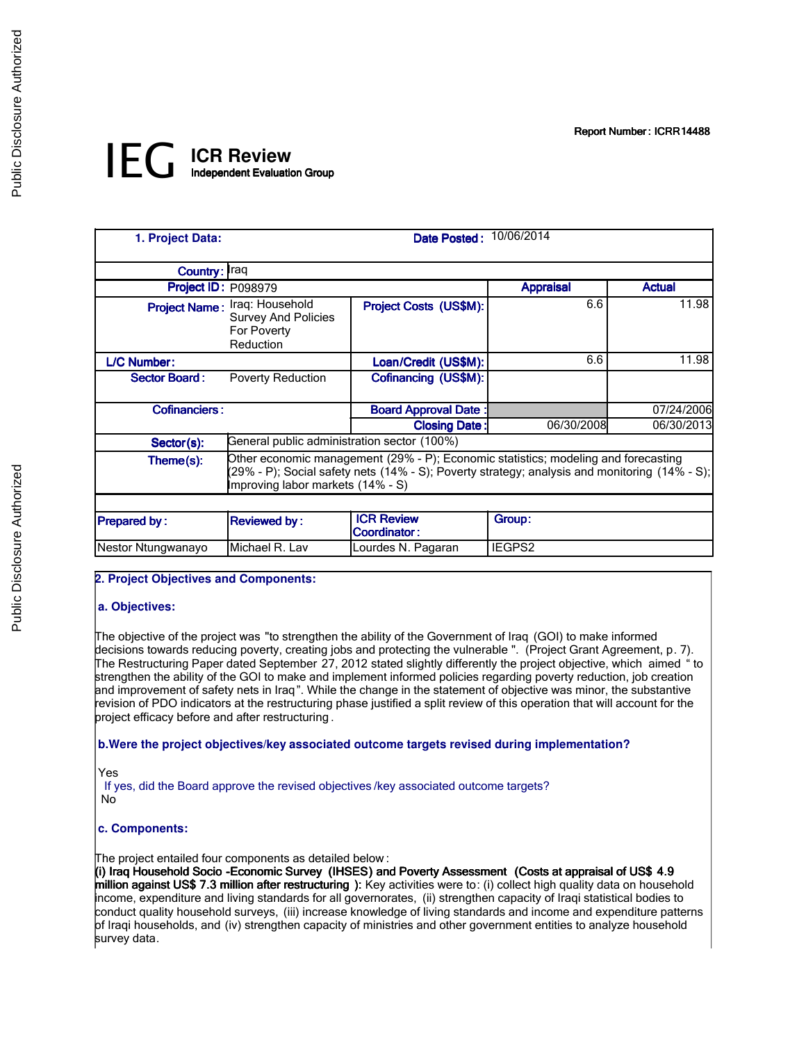Report Number: ICRR14488

# IEG ICR Review
Independent Evaluation Group

| 1. Project Data: | | Date Posted: | 10/06/2014 | |
|---|---|---|---|---|
| Country: | Iraq | | | |
| Project ID: | P098979 | | Appraisal | Actual |
| Project Name: | Iraq: Household Survey And Policies For Poverty Reduction | Project Costs (US$M): | 6.6 | 11.98 |
| L/C Number: | | Loan/Credit (US$M): | 6.6 | 11.98 |
| Sector Board: | Poverty Reduction | Cofinancing (US$M): | | |
| Cofinanciers: | | Board Approval Date: | | 07/24/2006 |
| | | Closing Date: | 06/30/2008 | 06/30/2013 |
| Sector(s): | General public administration sector (100%) | | | |
| Theme(s): | Other economic management (29% - P); Economic statistics; modeling and forecasting (29% - P); Social safety nets (14% - S); Poverty strategy; analysis and monitoring (14% - S); Improving labor markets (14% - S) | | | |

| Prepared by: | Reviewed by: | ICR Review Coordinator: | Group: |
|---|---|---|---|
| Nestor Ntungwanayo | Michael R. Lav | Lourdes N. Pagaran | IEGPS2 |

## 2. Project Objectives and Components:

### a. Objectives:

The objective of the project was "to strengthen the ability of the Government of Iraq (GOI) to make informed decisions towards reducing poverty, creating jobs and protecting the vulnerable". (Project Grant Agreement, p. 7). The Restructuring Paper dated September 27, 2012 stated slightly differently the project objective, which aimed "to strengthen the ability of the GOI to make and implement informed policies regarding poverty reduction, job creation and improvement of safety nets in Iraq". While the change in the statement of objective was minor, the substantive revision of PDO indicators at the restructuring phase justified a split review of this operation that will account for the project efficacy before and after restructuring.

### b. Were the project objectives/key associated outcome targets revised during implementation?

Yes

If yes, did the Board approve the revised objectives/key associated outcome targets?

No

### c. Components:

The project entailed four components as detailed below:

**(i) Iraq Household Socio-Economic Survey (IHSES) and Poverty Assessment (Costs at appraisal of US$ 4.9 million against US$ 7.3 million after restructuring):** Key activities were to: (i) collect high quality data on household income, expenditure and living standards for all governorates, (ii) strengthen capacity of Iraqi statistical bodies to conduct quality household surveys, (iii) increase knowledge of living standards and income and expenditure patterns of Iraqi households, and (iv) strengthen capacity of ministries and other government entities to analyze household survey data.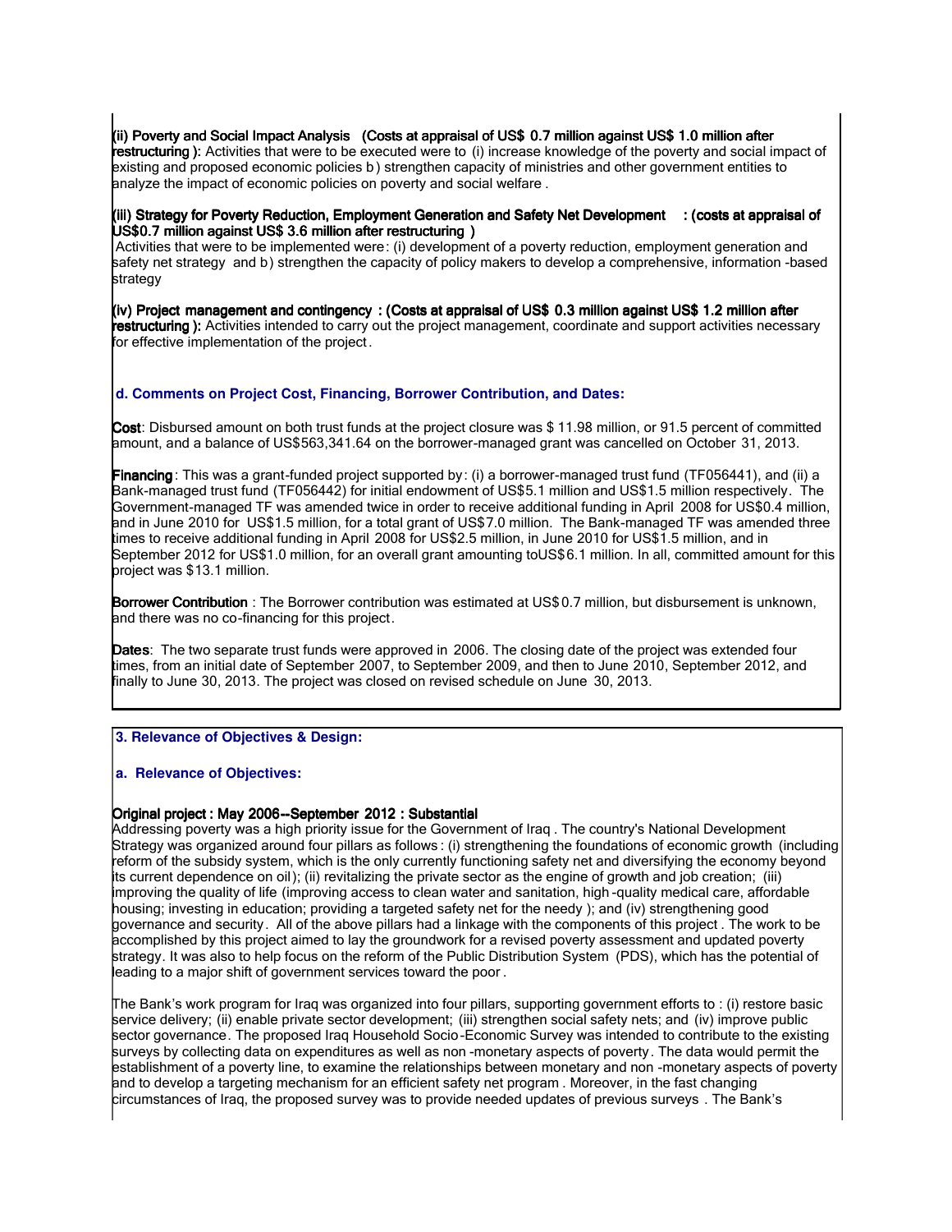**(ii) Poverty and Social Impact Analysis (Costs at appraisal of US$ 0.7 million against US$ 1.0 million after restructuring ):** Activities that were to be executed were to (i) increase knowledge of the poverty and social impact of existing and proposed economic policies b) strengthen capacity of ministries and other government entities to analyze the impact of economic policies on poverty and social welfare .

**(iii) Strategy for Poverty Reduction, Employment Generation and Safety Net Development : (costs at appraisal of US$0.7 million against US$ 3.6 million after restructuring )**
Activities that were to be implemented were: (i) development of a poverty reduction, employment generation and safety net strategy and b) strengthen the capacity of policy makers to develop a comprehensive, information -based strategy

**(iv) Project management and contingency : (Costs at appraisal of US$ 0.3 million against US$ 1.2 million after restructuring ):** Activities intended to carry out the project management, coordinate and support activities necessary for effective implementation of the project.

### d. Comments on Project Cost, Financing, Borrower Contribution, and Dates:

**Cost**: Disbursed amount on both trust funds at the project closure was $ 11.98 million, or 91.5 percent of committed amount, and a balance of US$563,341.64 on the borrower-managed grant was cancelled on October 31, 2013.

**Financing**: This was a grant-funded project supported by: (i) a borrower-managed trust fund (TF056441), and (ii) a Bank-managed trust fund (TF056442) for initial endowment of US$5.1 million and US$1.5 million respectively. The Government-managed TF was amended twice in order to receive additional funding in April 2008 for US$0.4 million, and in June 2010 for US$1.5 million, for a total grant of US$7.0 million. The Bank-managed TF was amended three times to receive additional funding in April 2008 for US$2.5 million, in June 2010 for US$1.5 million, and in September 2012 for US$1.0 million, for an overall grant amounting toUS$6.1 million. In all, committed amount for this project was $13.1 million.

**Borrower Contribution** : The Borrower contribution was estimated at US$0.7 million, but disbursement is unknown, and there was no co-financing for this project.

**Dates**: The two separate trust funds were approved in 2006. The closing date of the project was extended four times, from an initial date of September 2007, to September 2009, and then to June 2010, September 2012, and finally to June 30, 2013. The project was closed on revised schedule on June 30, 2013.

## 3. Relevance of Objectives & Design:

### a. Relevance of Objectives:

**Original project : May 2006--September 2012 : Substantial**
Addressing poverty was a high priority issue for the Government of Iraq . The country's National Development Strategy was organized around four pillars as follows: (i) strengthening the foundations of economic growth (including reform of the subsidy system, which is the only currently functioning safety net and diversifying the economy beyond its current dependence on oil); (ii) revitalizing the private sector as the engine of growth and job creation; (iii) improving the quality of life (improving access to clean water and sanitation, high-quality medical care, affordable housing; investing in education; providing a targeted safety net for the needy ); and (iv) strengthening good governance and security. All of the above pillars had a linkage with the components of this project . The work to be accomplished by this project aimed to lay the groundwork for a revised poverty assessment and updated poverty strategy. It was also to help focus on the reform of the Public Distribution System (PDS), which has the potential of leading to a major shift of government services toward the poor .

The Bank's work program for Iraq was organized into four pillars, supporting government efforts to : (i) restore basic service delivery; (ii) enable private sector development; (iii) strengthen social safety nets; and (iv) improve public sector governance. The proposed Iraq Household Socio-Economic Survey was intended to contribute to the existing surveys by collecting data on expenditures as well as non -monetary aspects of poverty. The data would permit the establishment of a poverty line, to examine the relationships between monetary and non -monetary aspects of poverty and to develop a targeting mechanism for an efficient safety net program . Moreover, in the fast changing circumstances of Iraq, the proposed survey was to provide needed updates of previous surveys . The Bank's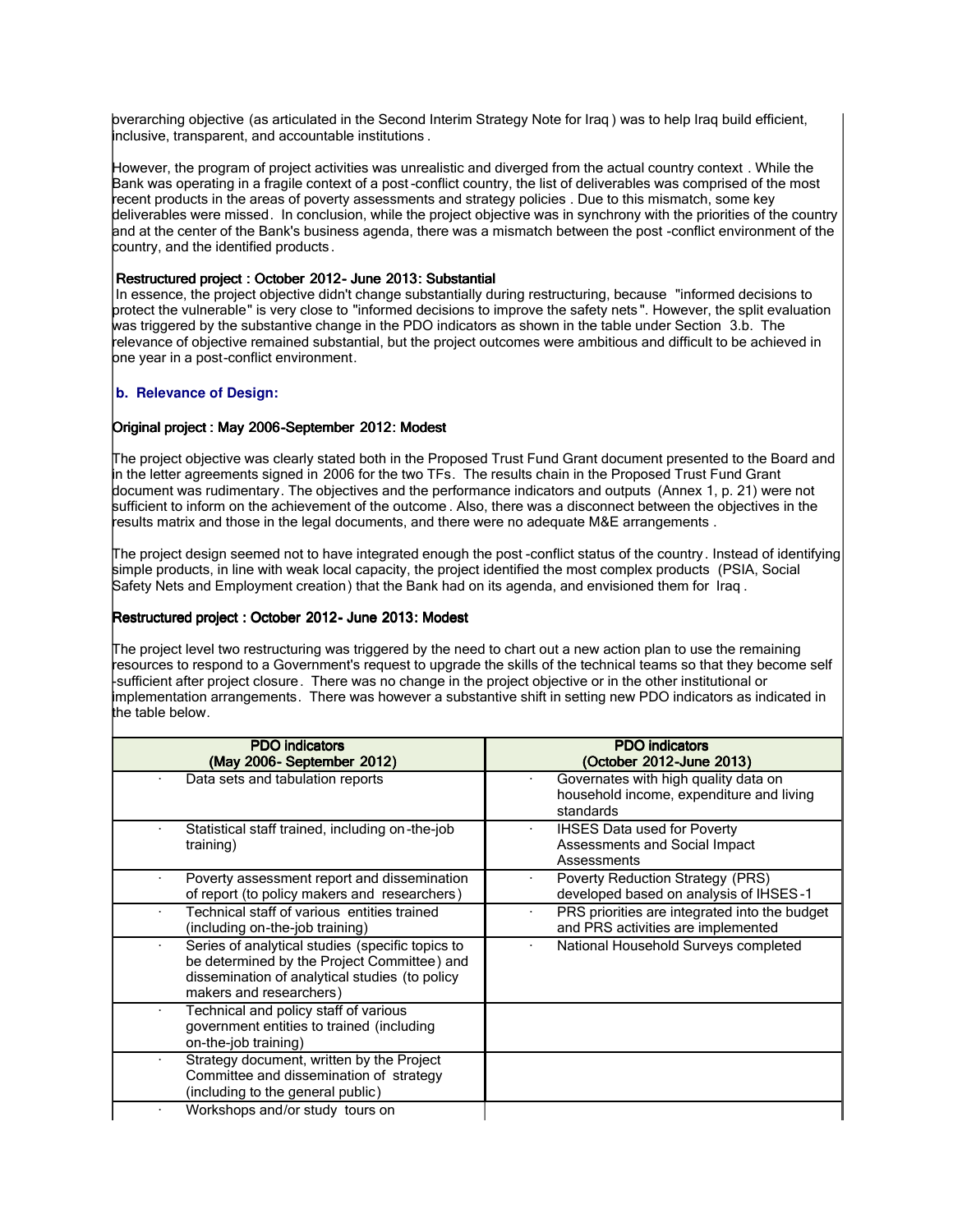overarching objective (as articulated in the Second Interim Strategy Note for Iraq) was to help Iraq build efficient, inclusive, transparent, and accountable institutions.

However, the program of project activities was unrealistic and diverged from the actual country context. While the Bank was operating in a fragile context of a post-conflict country, the list of deliverables was comprised of the most recent products in the areas of poverty assessments and strategy policies. Due to this mismatch, some key deliverables were missed. In conclusion, while the project objective was in synchrony with the priorities of the country and at the center of the Bank's business agenda, there was a mismatch between the post-conflict environment of the country, and the identified products.

**Restructured project : October 2012- June 2013: Substantial**

In essence, the project objective didn't change substantially during restructuring, because "informed decisions to protect the vulnerable" is very close to "informed decisions to improve the safety nets". However, the split evaluation was triggered by the substantive change in the PDO indicators as shown in the table under Section 3.b. The relevance of objective remained substantial, but the project outcomes were ambitious and difficult to be achieved in one year in a post-conflict environment.

### b. Relevance of Design:

**Original project : May 2006-September 2012: Modest**

The project objective was clearly stated both in the Proposed Trust Fund Grant document presented to the Board and in the letter agreements signed in 2006 for the two TFs. The results chain in the Proposed Trust Fund Grant document was rudimentary. The objectives and the performance indicators and outputs (Annex 1, p. 21) were not sufficient to inform on the achievement of the outcome. Also, there was a disconnect between the objectives in the results matrix and those in the legal documents, and there were no adequate M&E arrangements.

The project design seemed not to have integrated enough the post-conflict status of the country. Instead of identifying simple products, in line with weak local capacity, the project identified the most complex products (PSIA, Social Safety Nets and Employment creation) that the Bank had on its agenda, and envisioned them for Iraq.

**Restructured project : October 2012- June 2013: Modest**

The project level two restructuring was triggered by the need to chart out a new action plan to use the remaining resources to respond to a Government's request to upgrade the skills of the technical teams so that they become self-sufficient after project closure. There was no change in the project objective or in the other institutional or implementation arrangements. There was however a substantive shift in setting new PDO indicators as indicated in the table below.

| PDO indicators (May 2006- September 2012) | PDO indicators (October 2012-June 2013) |
|---|---|
| · Data sets and tabulation reports | · Governates with high quality data on household income, expenditure and living standards |
| · Statistical staff trained, including on-the-job training) | · IHSES Data used for Poverty Assessments and Social Impact Assessments |
| · Poverty assessment report and dissemination of report (to policy makers and researchers) | · Poverty Reduction Strategy (PRS) developed based on analysis of IHSES-1 |
| · Technical staff of various entities trained (including on-the-job training) | · PRS priorities are integrated into the budget and PRS activities are implemented |
| · Series of analytical studies (specific topics to be determined by the Project Committee) and dissemination of analytical studies (to policy makers and researchers) | · National Household Surveys completed |
| · Technical and policy staff of various government entities to trained (including on-the-job training) | |
| · Strategy document, written by the Project Committee and dissemination of strategy (including to the general public) | |
| · Workshops and/or study tours on | |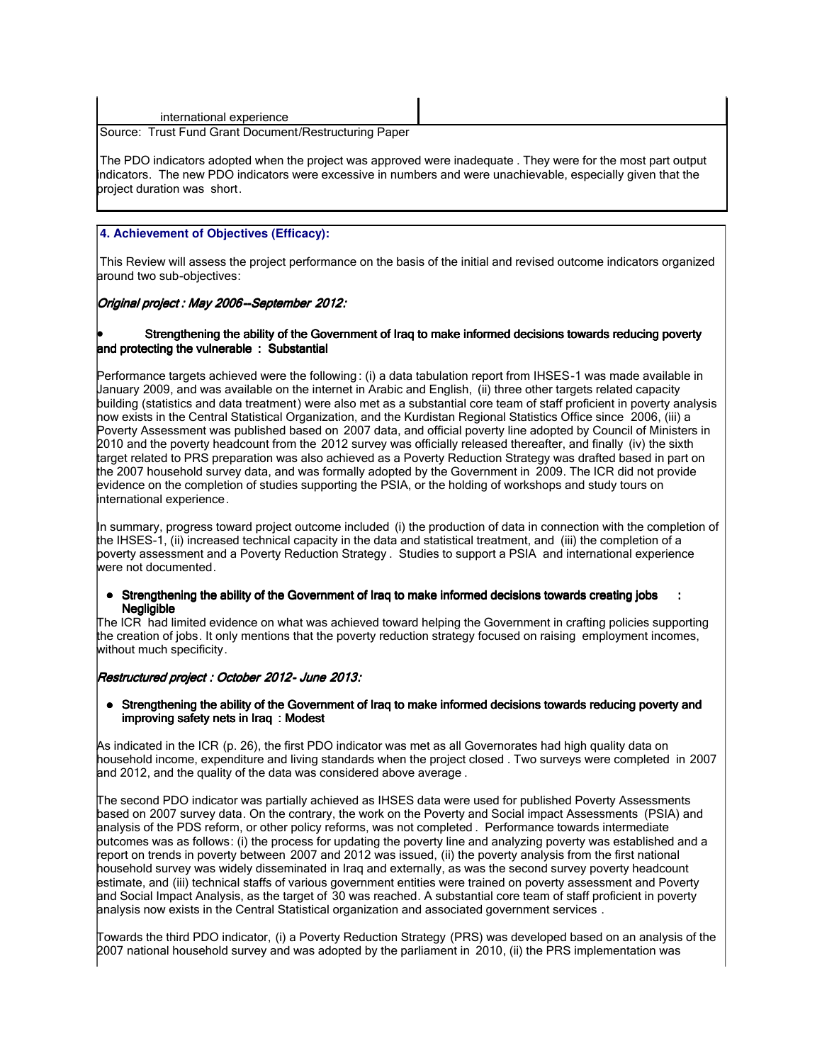| international experience | |
|---|---|

Source: Trust Fund Grant Document/Restructuring Paper

The PDO indicators adopted when the project was approved were inadequate. They were for the most part output indicators. The new PDO indicators were excessive in numbers and were unachievable, especially given that the project duration was short.

**4. Achievement of Objectives (Efficacy):**

This Review will assess the project performance on the basis of the initial and revised outcome indicators organized around two sub-objectives:

*Original project : May 2006--September 2012:*

- **Strengthening the ability of the Government of Iraq to make informed decisions towards reducing poverty and protecting the vulnerable : Substantial**

Performance targets achieved were the following: (i) a data tabulation report from IHSES-1 was made available in January 2009, and was available on the internet in Arabic and English, (ii) three other targets related capacity building (statistics and data treatment) were also met as a substantial core team of staff proficient in poverty analysis now exists in the Central Statistical Organization, and the Kurdistan Regional Statistics Office since 2006, (iii) a Poverty Assessment was published based on 2007 data, and official poverty line adopted by Council of Ministers in 2010 and the poverty headcount from the 2012 survey was officially released thereafter, and finally (iv) the sixth target related to PRS preparation was also achieved as a Poverty Reduction Strategy was drafted based in part on the 2007 household survey data, and was formally adopted by the Government in 2009. The ICR did not provide evidence on the completion of studies supporting the PSIA, or the holding of workshops and study tours on international experience.

In summary, progress toward project outcome included (i) the production of data in connection with the completion of the IHSES-1, (ii) increased technical capacity in the data and statistical treatment, and (iii) the completion of a poverty assessment and a Poverty Reduction Strategy. Studies to support a PSIA and international experience were not documented.

- **Strengthening the ability of the Government of Iraq to make informed decisions towards creating jobs : Negligible**

The ICR had limited evidence on what was achieved toward helping the Government in crafting policies supporting the creation of jobs. It only mentions that the poverty reduction strategy focused on raising employment incomes, without much specificity.

*Restructured project : October 2012- June 2013:*

- **Strengthening the ability of the Government of Iraq to make informed decisions towards reducing poverty and improving safety nets in Iraq : Modest**

As indicated in the ICR (p. 26), the first PDO indicator was met as all Governorates had high quality data on household income, expenditure and living standards when the project closed. Two surveys were completed in 2007 and 2012, and the quality of the data was considered above average.

The second PDO indicator was partially achieved as IHSES data were used for published Poverty Assessments based on 2007 survey data. On the contrary, the work on the Poverty and Social impact Assessments (PSIA) and analysis of the PDS reform, or other policy reforms, was not completed. Performance towards intermediate outcomes was as follows: (i) the process for updating the poverty line and analyzing poverty was established and a report on trends in poverty between 2007 and 2012 was issued, (ii) the poverty analysis from the first national household survey was widely disseminated in Iraq and externally, as was the second survey poverty headcount estimate, and (iii) technical staffs of various government entities were trained on poverty assessment and Poverty and Social Impact Analysis, as the target of 30 was reached. A substantial core team of staff proficient in poverty analysis now exists in the Central Statistical organization and associated government services.

Towards the third PDO indicator, (i) a Poverty Reduction Strategy (PRS) was developed based on an analysis of the 2007 national household survey and was adopted by the parliament in 2010, (ii) the PRS implementation was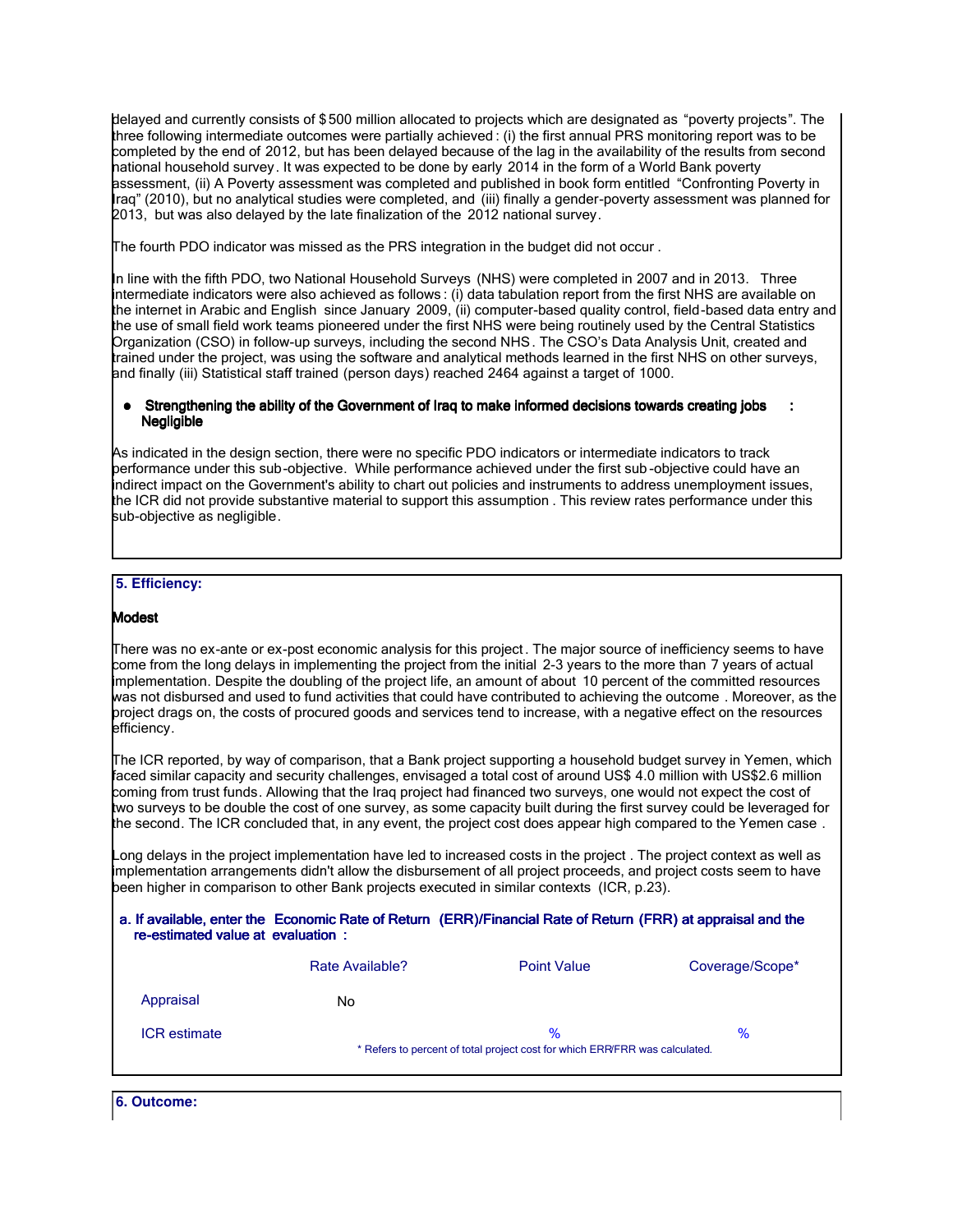delayed and currently consists of $500 million allocated to projects which are designated as "poverty projects". The three following intermediate outcomes were partially achieved: (i) the first annual PRS monitoring report was to be completed by the end of 2012, but has been delayed because of the lag in the availability of the results from second national household survey. It was expected to be done by early 2014 in the form of a World Bank poverty assessment, (ii) A Poverty assessment was completed and published in book form entitled "Confronting Poverty in Iraq" (2010), but no analytical studies were completed, and (iii) finally a gender-poverty assessment was planned for 2013, but was also delayed by the late finalization of the 2012 national survey.

The fourth PDO indicator was missed as the PRS integration in the budget did not occur.

In line with the fifth PDO, two National Household Surveys (NHS) were completed in 2007 and in 2013. Three intermediate indicators were also achieved as follows: (i) data tabulation report from the first NHS are available on the internet in Arabic and English since January 2009, (ii) computer-based quality control, field-based data entry and the use of small field work teams pioneered under the first NHS were being routinely used by the Central Statistics Organization (CSO) in follow-up surveys, including the second NHS. The CSO's Data Analysis Unit, created and trained under the project, was using the software and analytical methods learned in the first NHS on other surveys, and finally (iii) Statistical staff trained (person days) reached 2464 against a target of 1000.

- **Strengthening the ability of the Government of Iraq to make informed decisions towards creating jobs : Negligible**

As indicated in the design section, there were no specific PDO indicators or intermediate indicators to track performance under this sub-objective. While performance achieved under the first sub-objective could have an indirect impact on the Government's ability to chart out policies and instruments to address unemployment issues, the ICR did not provide substantive material to support this assumption. This review rates performance under this sub-objective as negligible.

## 5. Efficiency:

**Modest**

There was no ex-ante or ex-post economic analysis for this project. The major source of inefficiency seems to have come from the long delays in implementing the project from the initial 2-3 years to the more than 7 years of actual implementation. Despite the doubling of the project life, an amount of about 10 percent of the committed resources was not disbursed and used to fund activities that could have contributed to achieving the outcome. Moreover, as the project drags on, the costs of procured goods and services tend to increase, with a negative effect on the resources efficiency.

The ICR reported, by way of comparison, that a Bank project supporting a household budget survey in Yemen, which faced similar capacity and security challenges, envisaged a total cost of around US$ 4.0 million with US$2.6 million coming from trust funds. Allowing that the Iraq project had financed two surveys, one would not expect the cost of two surveys to be double the cost of one survey, as some capacity built during the first survey could be leveraged for the second. The ICR concluded that, in any event, the project cost does appear high compared to the Yemen case.

Long delays in the project implementation have led to increased costs in the project. The project context as well as implementation arrangements didn't allow the disbursement of all project proceeds, and project costs seem to have been higher in comparison to other Bank projects executed in similar contexts (ICR, p.23).

**a. If available, enter the Economic Rate of Return (ERR)/Financial Rate of Return (FRR) at appraisal and the re-estimated value at evaluation :**

| | Rate Available? | Point Value | Coverage/Scope* |
|---|---|---|---|
| Appraisal | No | | |
| ICR estimate | | % | % |

\* Refers to percent of total project cost for which ERR/FRR was calculated.

## 6. Outcome: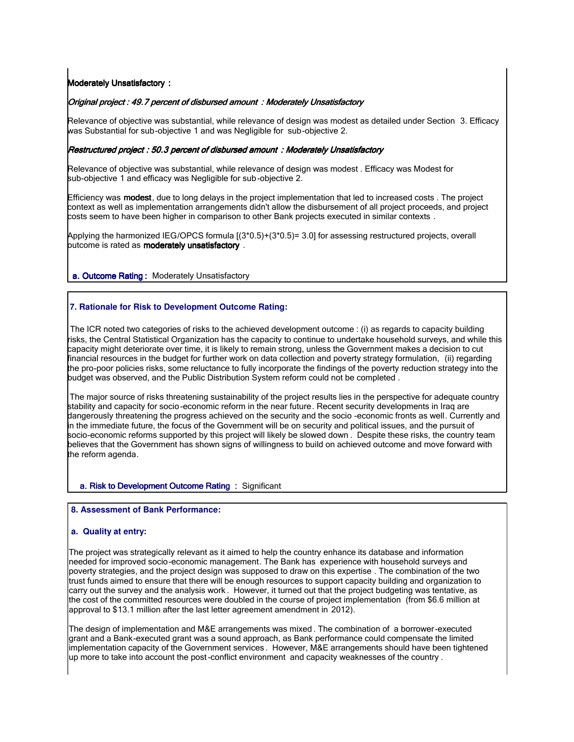**Moderately Unsatisfactory :**

*Original project : 49.7 percent of disbursed amount : Moderately Unsatisfactory*

Relevance of objective was substantial, while relevance of design was modest as detailed under Section 3. Efficacy was Substantial for sub-objective 1 and was Negligible for sub-objective 2.

*Restructured project : 50.3 percent of disbursed amount : Moderately Unsatisfactory*

Relevance of objective was substantial, while relevance of design was modest . Efficacy was Modest for sub-objective 1 and efficacy was Negligible for sub-objective 2.

Efficiency was **modest**, due to long delays in the project implementation that led to increased costs . The project context as well as implementation arrangements didn't allow the disbursement of all project proceeds, and project costs seem to have been higher in comparison to other Bank projects executed in similar contexts .

Applying the harmonized IEG/OPCS formula [(3*0.5)+(3*0.5)= 3.0] for assessing restructured projects, overall outcome is rated as **moderately unsatisfactory** .

**a. Outcome Rating :** Moderately Unsatisfactory

## 7. Rationale for Risk to Development Outcome Rating:

The ICR noted two categories of risks to the achieved development outcome : (i) as regards to capacity building risks, the Central Statistical Organization has the capacity to continue to undertake household surveys, and while this capacity might deteriorate over time, it is likely to remain strong, unless the Government makes a decision to cut financial resources in the budget for further work on data collection and poverty strategy formulation, (ii) regarding the pro-poor policies risks, some reluctance to fully incorporate the findings of the poverty reduction strategy into the budget was observed, and the Public Distribution System reform could not be completed .

The major source of risks threatening sustainability of the project results lies in the perspective for adequate country stability and capacity for socio-economic reform in the near future. Recent security developments in Iraq are dangerously threatening the progress achieved on the security and the socio -economic fronts as well. Currently and in the immediate future, the focus of the Government will be on security and political issues, and the pursuit of socio-economic reforms supported by this project will likely be slowed down . Despite these risks, the country team believes that the Government has shown signs of willingness to build on achieved outcome and move forward with the reform agenda.

**a. Risk to Development Outcome Rating :** Significant

## 8. Assessment of Bank Performance:

### a. Quality at entry:

The project was strategically relevant as it aimed to help the country enhance its database and information needed for improved socio-economic management. The Bank has experience with household surveys and poverty strategies, and the project design was supposed to draw on this expertise . The combination of the two trust funds aimed to ensure that there will be enough resources to support capacity building and organization to carry out the survey and the analysis work . However, it turned out that the project budgeting was tentative, as the cost of the committed resources were doubled in the course of project implementation (from $6.6 million at approval to $13.1 million after the last letter agreement amendment in 2012).

The design of implementation and M&E arrangements was mixed . The combination of a borrower-executed grant and a Bank-executed grant was a sound approach, as Bank performance could compensate the limited implementation capacity of the Government services . However, M&E arrangements should have been tightened up more to take into account the post-conflict environment and capacity weaknesses of the country .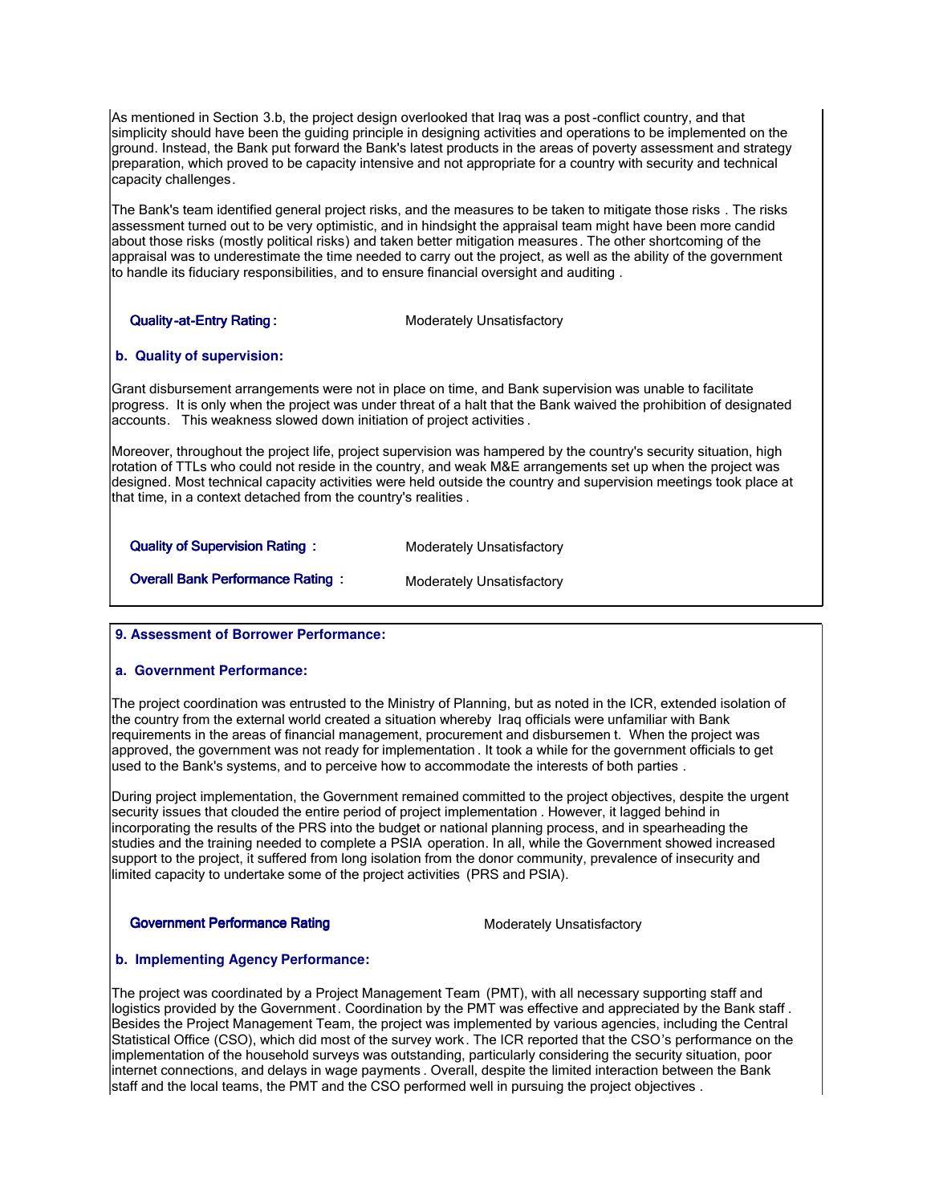As mentioned in Section 3.b, the project design overlooked that Iraq was a post-conflict country, and that simplicity should have been the guiding principle in designing activities and operations to be implemented on the ground. Instead, the Bank put forward the Bank's latest products in the areas of poverty assessment and strategy preparation, which proved to be capacity intensive and not appropriate for a country with security and technical capacity challenges.

The Bank's team identified general project risks, and the measures to be taken to mitigate those risks. The risks assessment turned out to be very optimistic, and in hindsight the appraisal team might have been more candid about those risks (mostly political risks) and taken better mitigation measures. The other shortcoming of the appraisal was to underestimate the time needed to carry out the project, as well as the ability of the government to handle its fiduciary responsibilities, and to ensure financial oversight and auditing.

**Quality-at-Entry Rating:** Moderately Unsatisfactory

### b. Quality of supervision:

Grant disbursement arrangements were not in place on time, and Bank supervision was unable to facilitate progress. It is only when the project was under threat of a halt that the Bank waived the prohibition of designated accounts. This weakness slowed down initiation of project activities.

Moreover, throughout the project life, project supervision was hampered by the country's security situation, high rotation of TTLs who could not reside in the country, and weak M&E arrangements set up when the project was designed. Most technical capacity activities were held outside the country and supervision meetings took place at that time, in a context detached from the country's realities.

**Quality of Supervision Rating:** Moderately Unsatisfactory

**Overall Bank Performance Rating:** Moderately Unsatisfactory

## 9. Assessment of Borrower Performance:

### a. Government Performance:

The project coordination was entrusted to the Ministry of Planning, but as noted in the ICR, extended isolation of the country from the external world created a situation whereby Iraq officials were unfamiliar with Bank requirements in the areas of financial management, procurement and disbursement. When the project was approved, the government was not ready for implementation. It took a while for the government officials to get used to the Bank's systems, and to perceive how to accommodate the interests of both parties.

During project implementation, the Government remained committed to the project objectives, despite the urgent security issues that clouded the entire period of project implementation. However, it lagged behind in incorporating the results of the PRS into the budget or national planning process, and in spearheading the studies and the training needed to complete a PSIA operation. In all, while the Government showed increased support to the project, it suffered from long isolation from the donor community, prevalence of insecurity and limited capacity to undertake some of the project activities (PRS and PSIA).

**Government Performance Rating** Moderately Unsatisfactory

### b. Implementing Agency Performance:

The project was coordinated by a Project Management Team (PMT), with all necessary supporting staff and logistics provided by the Government. Coordination by the PMT was effective and appreciated by the Bank staff. Besides the Project Management Team, the project was implemented by various agencies, including the Central Statistical Office (CSO), which did most of the survey work. The ICR reported that the CSO's performance on the implementation of the household surveys was outstanding, particularly considering the security situation, poor internet connections, and delays in wage payments. Overall, despite the limited interaction between the Bank staff and the local teams, the PMT and the CSO performed well in pursuing the project objectives.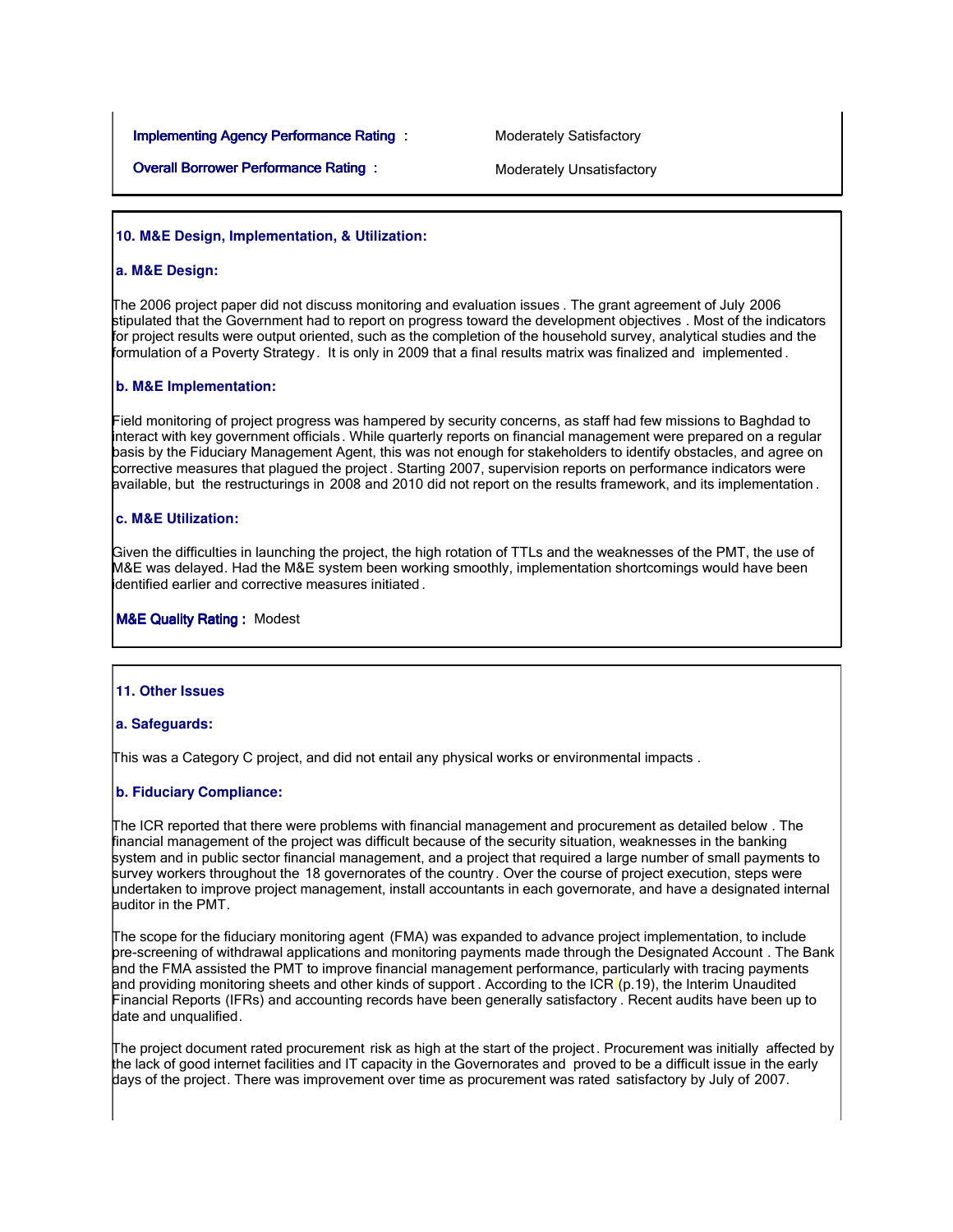**Implementing Agency Performance Rating :** Moderately Satisfactory

**Overall Borrower Performance Rating :** Moderately Unsatisfactory

## 10. M&E Design, Implementation, & Utilization:

### a. M&E Design:

The 2006 project paper did not discuss monitoring and evaluation issues . The grant agreement of July 2006 stipulated that the Government had to report on progress toward the development objectives . Most of the indicators for project results were output oriented, such as the completion of the household survey, analytical studies and the formulation of a Poverty Strategy. It is only in 2009 that a final results matrix was finalized and implemented .

### b. M&E Implementation:

Field monitoring of project progress was hampered by security concerns, as staff had few missions to Baghdad to interact with key government officials . While quarterly reports on financial management were prepared on a regular basis by the Fiduciary Management Agent, this was not enough for stakeholders to identify obstacles, and agree on corrective measures that plagued the project . Starting 2007, supervision reports on performance indicators were available, but the restructurings in 2008 and 2010 did not report on the results framework, and its implementation .

### c. M&E Utilization:

Given the difficulties in launching the project, the high rotation of TTLs and the weaknesses of the PMT, the use of M&E was delayed. Had the M&E system been working smoothly, implementation shortcomings would have been identified earlier and corrective measures initiated .

**M&E Quality Rating :** Modest

## 11. Other Issues

### a. Safeguards:

This was a Category C project, and did not entail any physical works or environmental impacts .

### b. Fiduciary Compliance:

The ICR reported that there were problems with financial management and procurement as detailed below . The financial management of the project was difficult because of the security situation, weaknesses in the banking system and in public sector financial management, and a project that required a large number of small payments to survey workers throughout the 18 governorates of the country . Over the course of project execution, steps were undertaken to improve project management, install accountants in each governorate, and have a designated internal auditor in the PMT.

The scope for the fiduciary monitoring agent (FMA) was expanded to advance project implementation, to include pre-screening of withdrawal applications and monitoring payments made through the Designated Account . The Bank and the FMA assisted the PMT to improve financial management performance, particularly with tracing payments and providing monitoring sheets and other kinds of support . According to the ICR (p.19), the Interim Unaudited Financial Reports (IFRs) and accounting records have been generally satisfactory . Recent audits have been up to date and unqualified.

The project document rated procurement risk as high at the start of the project. Procurement was initially affected by the lack of good internet facilities and IT capacity in the Governorates and proved to be a difficult issue in the early days of the project. There was improvement over time as procurement was rated satisfactory by July of 2007.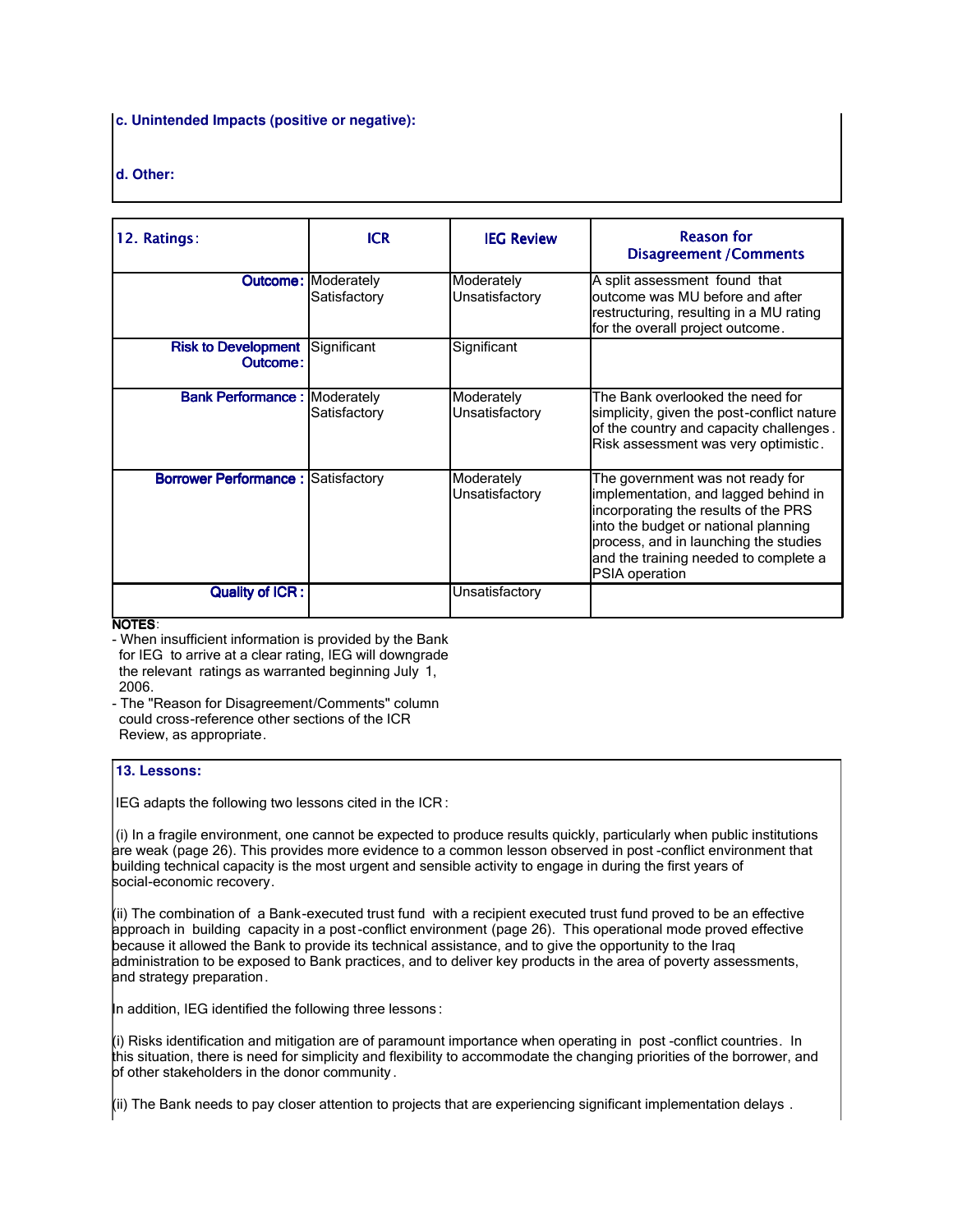**c. Unintended Impacts (positive or negative):**

**d. Other:**

| 12. Ratings: | ICR | IEG Review | Reason for Disagreement /Comments |
|---|---|---|---|
| **Outcome:** | Moderately Satisfactory | Moderately Unsatisfactory | A split assessment found that outcome was MU before and after restructuring, resulting in a MU rating for the overall project outcome. |
| **Risk to Development Outcome:** | Significant | Significant | |
| **Bank Performance :** | Moderately Satisfactory | Moderately Unsatisfactory | The Bank overlooked the need for simplicity, given the post-conflict nature of the country and capacity challenges. Risk assessment was very optimistic. |
| **Borrower Performance :** | Satisfactory | Moderately Unsatisfactory | The government was not ready for implementation, and lagged behind in incorporating the results of the PRS into the budget or national planning process, and in launching the studies and the training needed to complete a PSIA operation |
| **Quality of ICR :** | | Unsatisfactory | |

**NOTES**:

- When insufficient information is provided by the Bank for IEG to arrive at a clear rating, IEG will downgrade the relevant ratings as warranted beginning July 1, 2006.
- The "Reason for Disagreement/Comments" column could cross-reference other sections of the ICR Review, as appropriate.

**13. Lessons:**

IEG adapts the following two lessons cited in the ICR:

(i) In a fragile environment, one cannot be expected to produce results quickly, particularly when public institutions are weak (page 26). This provides more evidence to a common lesson observed in post-conflict environment that building technical capacity is the most urgent and sensible activity to engage in during the first years of social-economic recovery.

(ii) The combination of a Bank-executed trust fund with a recipient executed trust fund proved to be an effective approach in building capacity in a post-conflict environment (page 26). This operational mode proved effective because it allowed the Bank to provide its technical assistance, and to give the opportunity to the Iraq administration to be exposed to Bank practices, and to deliver key products in the area of poverty assessments, and strategy preparation.

In addition, IEG identified the following three lessons:

(i) Risks identification and mitigation are of paramount importance when operating in post-conflict countries. In this situation, there is need for simplicity and flexibility to accommodate the changing priorities of the borrower, and of other stakeholders in the donor community.

(ii) The Bank needs to pay closer attention to projects that are experiencing significant implementation delays.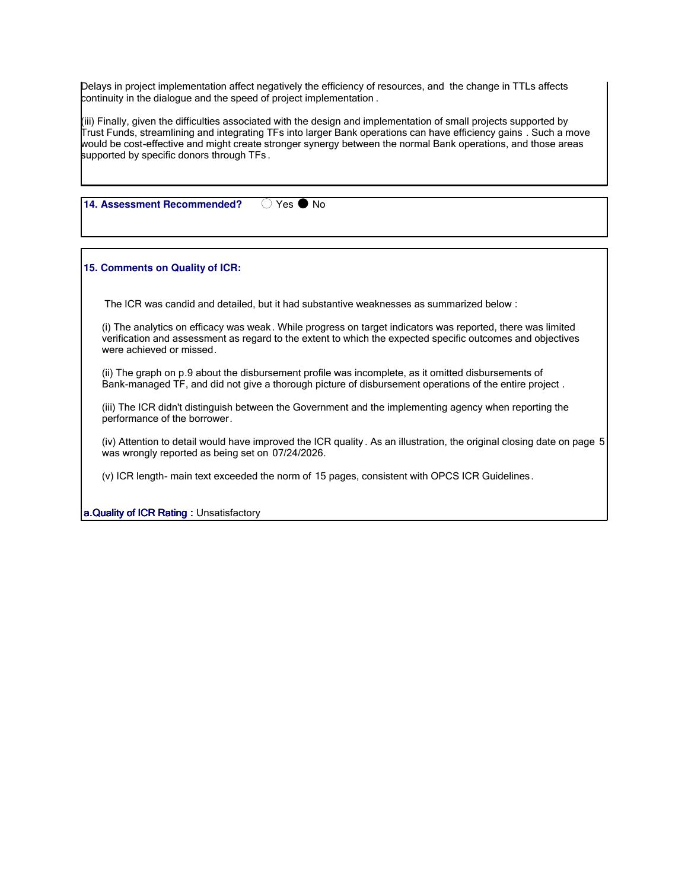Delays in project implementation affect negatively the efficiency of resources, and the change in TTLs affects continuity in the dialogue and the speed of project implementation.

(iii) Finally, given the difficulties associated with the design and implementation of small projects supported by Trust Funds, streamlining and integrating TFs into larger Bank operations can have efficiency gains. Such a move would be cost-effective and might create stronger synergy between the normal Bank operations, and those areas supported by specific donors through TFs.

### 14. Assessment Recommended?

○ Yes ● No

### 15. Comments on Quality of ICR:

The ICR was candid and detailed, but it had substantive weaknesses as summarized below:

(i) The analytics on efficacy was weak. While progress on target indicators was reported, there was limited verification and assessment as regard to the extent to which the expected specific outcomes and objectives were achieved or missed.

(ii) The graph on p.9 about the disbursement profile was incomplete, as it omitted disbursements of Bank-managed TF, and did not give a thorough picture of disbursement operations of the entire project.

(iii) The ICR didn't distinguish between the Government and the implementing agency when reporting the performance of the borrower.

(iv) Attention to detail would have improved the ICR quality. As an illustration, the original closing date on page 5 was wrongly reported as being set on 07/24/2026.

(v) ICR length- main text exceeded the norm of 15 pages, consistent with OPCS ICR Guidelines.

**a.Quality of ICR Rating :** Unsatisfactory